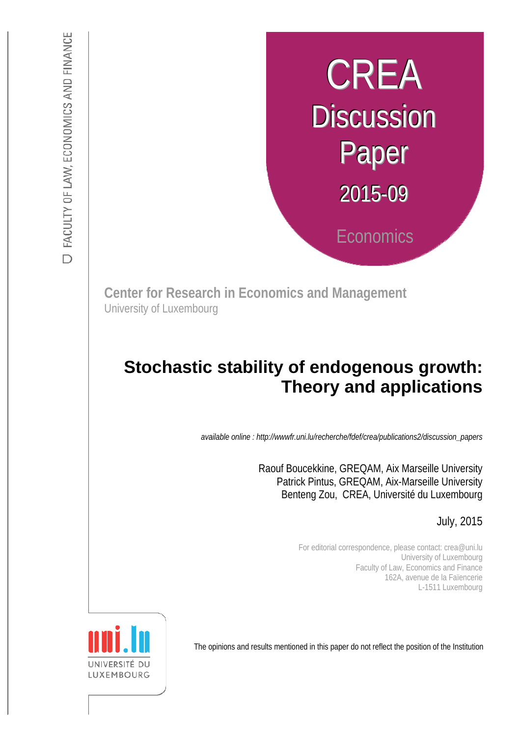FACULTY OF LAW, ECONOMICS AND FINANCE

CREA

Discussion Paper

2015-09

Economics

**Center for Research in Economics and Management**
University of Luxembourg

# Stochastic stability of endogenous growth: Theory and applications

*available online : http://wwwfr.uni.lu/recherche/fdef/crea/publications2/discussion_papers*

Raouf Boucekkine, GREQAM, Aix Marseille University
Patrick Pintus, GREQAM, Aix-Marseille University
Benteng Zou, CREA, Université du Luxembourg

July, 2015

For editorial correspondence, please contact: crea@uni.lu
University of Luxembourg
Faculty of Law, Economics and Finance
162A, avenue de la Faïencerie
L-1511 Luxembourg

UNIVERSITÉ DU LUXEMBOURG

The opinions and results mentioned in this paper do not reflect the position of the Institution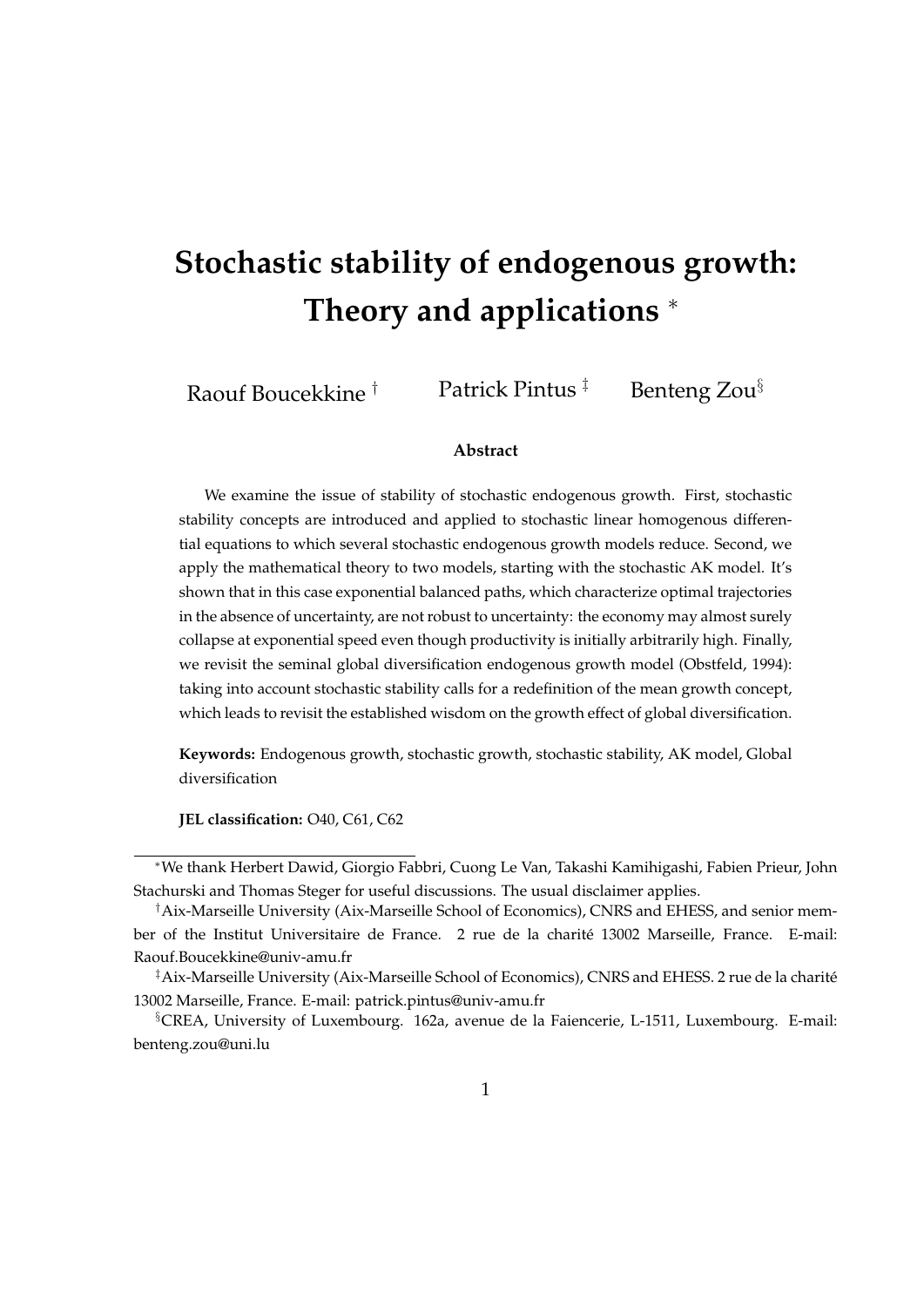# Stochastic stability of endogenous growth: Theory and applications *

Raouf Boucekkine † Patrick Pintus ‡ Benteng Zou§

**Abstract**

We examine the issue of stability of stochastic endogenous growth. First, stochastic stability concepts are introduced and applied to stochastic linear homogenous differential equations to which several stochastic endogenous growth models reduce. Second, we apply the mathematical theory to two models, starting with the stochastic AK model. It's shown that in this case exponential balanced paths, which characterize optimal trajectories in the absence of uncertainty, are not robust to uncertainty: the economy may almost surely collapse at exponential speed even though productivity is initially arbitrarily high. Finally, we revisit the seminal global diversification endogenous growth model (Obstfeld, 1994): taking into account stochastic stability calls for a redefinition of the mean growth concept, which leads to revisit the established wisdom on the growth effect of global diversification.

**Keywords:** Endogenous growth, stochastic growth, stochastic stability, AK model, Global diversification

**JEL classification:** O40, C61, C62

*We thank Herbert Dawid, Giorgio Fabbri, Cuong Le Van, Takashi Kamihigashi, Fabien Prieur, John Stachurski and Thomas Steger for useful discussions. The usual disclaimer applies.

†Aix-Marseille University (Aix-Marseille School of Economics), CNRS and EHESS, and senior member of the Institut Universitaire de France. 2 rue de la charité 13002 Marseille, France. E-mail: Raouf.Boucekkine@univ-amu.fr

‡Aix-Marseille University (Aix-Marseille School of Economics), CNRS and EHESS. 2 rue de la charité 13002 Marseille, France. E-mail: patrick.pintus@univ-amu.fr

§CREA, University of Luxembourg. 162a, avenue de la Faiencerie, L-1511, Luxembourg. E-mail: benteng.zou@uni.lu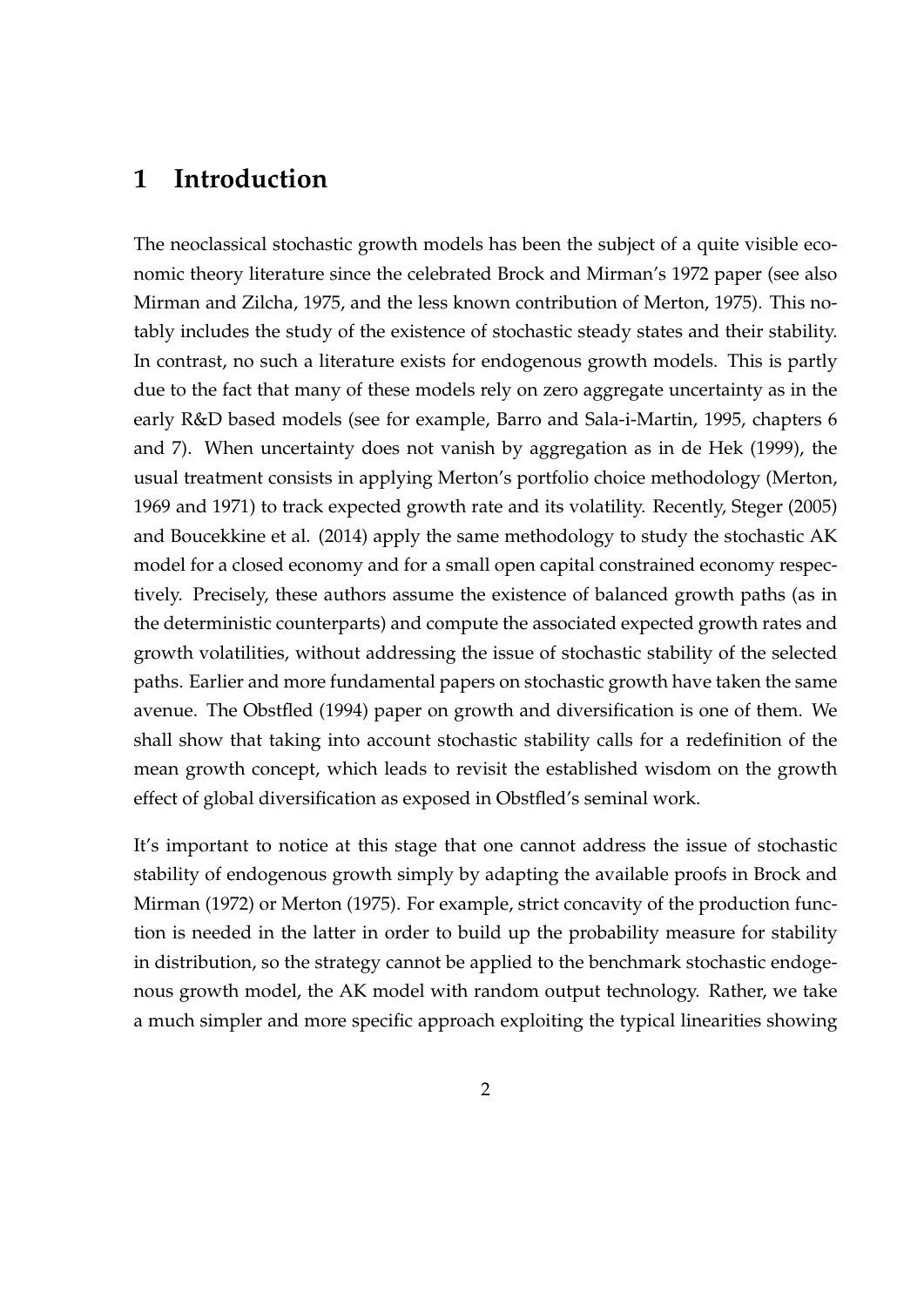# 1 Introduction

The neoclassical stochastic growth models has been the subject of a quite visible economic theory literature since the celebrated Brock and Mirman's 1972 paper (see also Mirman and Zilcha, 1975, and the less known contribution of Merton, 1975). This notably includes the study of the existence of stochastic steady states and their stability. In contrast, no such a literature exists for endogenous growth models. This is partly due to the fact that many of these models rely on zero aggregate uncertainty as in the early R&D based models (see for example, Barro and Sala-i-Martin, 1995, chapters 6 and 7). When uncertainty does not vanish by aggregation as in de Hek (1999), the usual treatment consists in applying Merton's portfolio choice methodology (Merton, 1969 and 1971) to track expected growth rate and its volatility. Recently, Steger (2005) and Boucekkine et al. (2014) apply the same methodology to study the stochastic AK model for a closed economy and for a small open capital constrained economy respectively. Precisely, these authors assume the existence of balanced growth paths (as in the deterministic counterparts) and compute the associated expected growth rates and growth volatilities, without addressing the issue of stochastic stability of the selected paths. Earlier and more fundamental papers on stochastic growth have taken the same avenue. The Obstfled (1994) paper on growth and diversification is one of them. We shall show that taking into account stochastic stability calls for a redefinition of the mean growth concept, which leads to revisit the established wisdom on the growth effect of global diversification as exposed in Obstfled's seminal work.

It's important to notice at this stage that one cannot address the issue of stochastic stability of endogenous growth simply by adapting the available proofs in Brock and Mirman (1972) or Merton (1975). For example, strict concavity of the production function is needed in the latter in order to build up the probability measure for stability in distribution, so the strategy cannot be applied to the benchmark stochastic endogenous growth model, the AK model with random output technology. Rather, we take a much simpler and more specific approach exploiting the typical linearities showing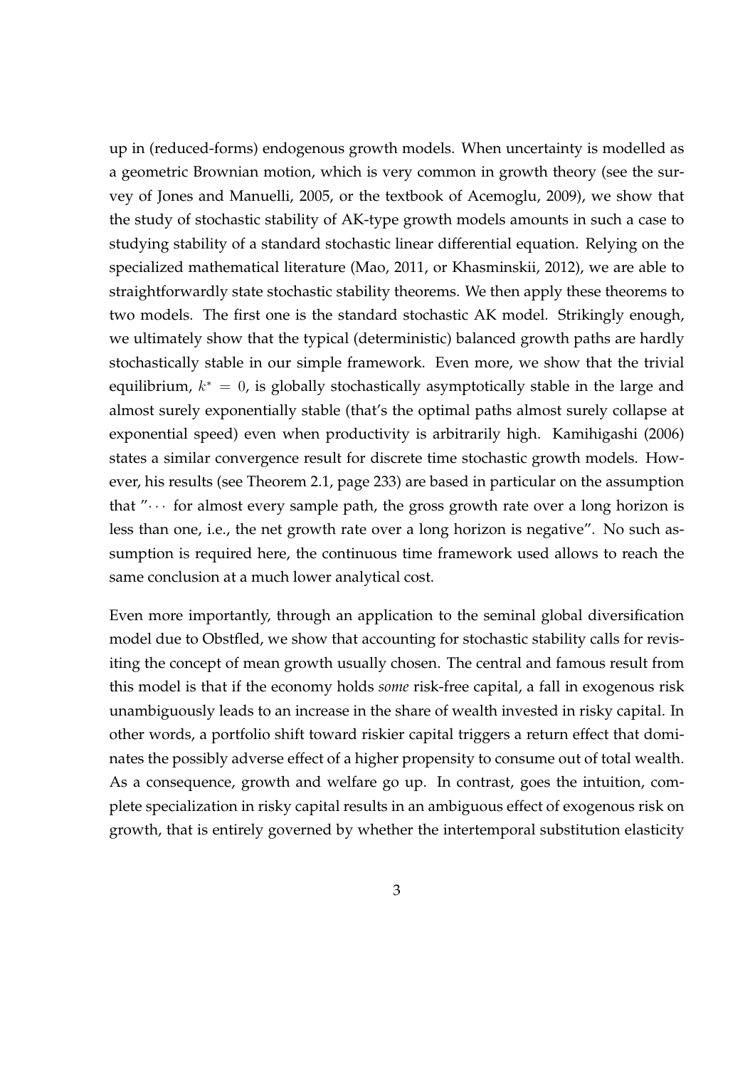up in (reduced-forms) endogenous growth models. When uncertainty is modelled as a geometric Brownian motion, which is very common in growth theory (see the survey of Jones and Manuelli, 2005, or the textbook of Acemoglu, 2009), we show that the study of stochastic stability of AK-type growth models amounts in such a case to studying stability of a standard stochastic linear differential equation. Relying on the specialized mathematical literature (Mao, 2011, or Khasminskii, 2012), we are able to straightforwardly state stochastic stability theorems. We then apply these theorems to two models. The first one is the standard stochastic AK model. Strikingly enough, we ultimately show that the typical (deterministic) balanced growth paths are hardly stochastically stable in our simple framework. Even more, we show that the trivial equilibrium, $k^* = 0$, is globally stochastically asymptotically stable in the large and almost surely exponentially stable (that's the optimal paths almost surely collapse at exponential speed) even when productivity is arbitrarily high. Kamihigashi (2006) states a similar convergence result for discrete time stochastic growth models. However, his results (see Theorem 2.1, page 233) are based in particular on the assumption that "$\cdots$ for almost every sample path, the gross growth rate over a long horizon is less than one, i.e., the net growth rate over a long horizon is negative". No such assumption is required here, the continuous time framework used allows to reach the same conclusion at a much lower analytical cost.

Even more importantly, through an application to the seminal global diversification model due to Obstfled, we show that accounting for stochastic stability calls for revisiting the concept of mean growth usually chosen. The central and famous result from this model is that if the economy holds *some* risk-free capital, a fall in exogenous risk unambiguously leads to an increase in the share of wealth invested in risky capital. In other words, a portfolio shift toward riskier capital triggers a return effect that dominates the possibly adverse effect of a higher propensity to consume out of total wealth. As a consequence, growth and welfare go up. In contrast, goes the intuition, complete specialization in risky capital results in an ambiguous effect of exogenous risk on growth, that is entirely governed by whether the intertemporal substitution elasticity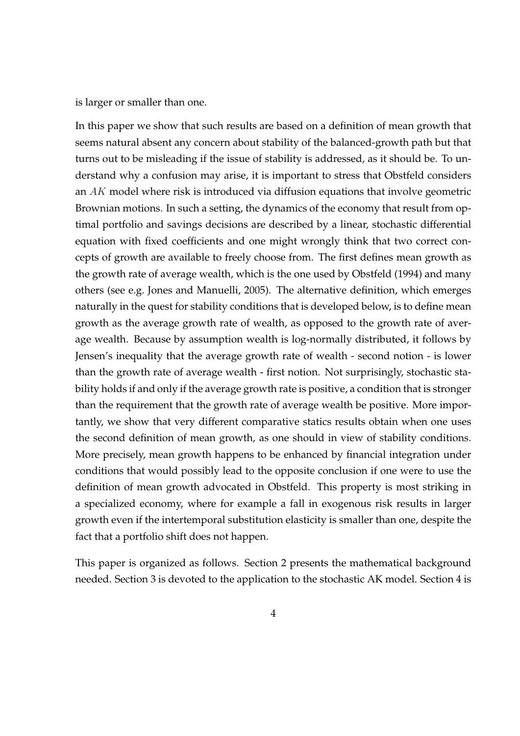is larger or smaller than one.

In this paper we show that such results are based on a definition of mean growth that seems natural absent any concern about stability of the balanced-growth path but that turns out to be misleading if the issue of stability is addressed, as it should be. To understand why a confusion may arise, it is important to stress that Obstfeld considers an $AK$ model where risk is introduced via diffusion equations that involve geometric Brownian motions. In such a setting, the dynamics of the economy that result from optimal portfolio and savings decisions are described by a linear, stochastic differential equation with fixed coefficients and one might wrongly think that two correct concepts of growth are available to freely choose from. The first defines mean growth as the growth rate of average wealth, which is the one used by Obstfeld (1994) and many others (see e.g. Jones and Manuelli, 2005). The alternative definition, which emerges naturally in the quest for stability conditions that is developed below, is to define mean growth as the average growth rate of wealth, as opposed to the growth rate of average wealth. Because by assumption wealth is log-normally distributed, it follows by Jensen's inequality that the average growth rate of wealth - second notion - is lower than the growth rate of average wealth - first notion. Not surprisingly, stochastic stability holds if and only if the average growth rate is positive, a condition that is stronger than the requirement that the growth rate of average wealth be positive. More importantly, we show that very different comparative statics results obtain when one uses the second definition of mean growth, as one should in view of stability conditions. More precisely, mean growth happens to be enhanced by financial integration under conditions that would possibly lead to the opposite conclusion if one were to use the definition of mean growth advocated in Obstfeld. This property is most striking in a specialized economy, where for example a fall in exogenous risk results in larger growth even if the intertemporal substitution elasticity is smaller than one, despite the fact that a portfolio shift does not happen.

This paper is organized as follows. Section 2 presents the mathematical background needed. Section 3 is devoted to the application to the stochastic AK model. Section 4 is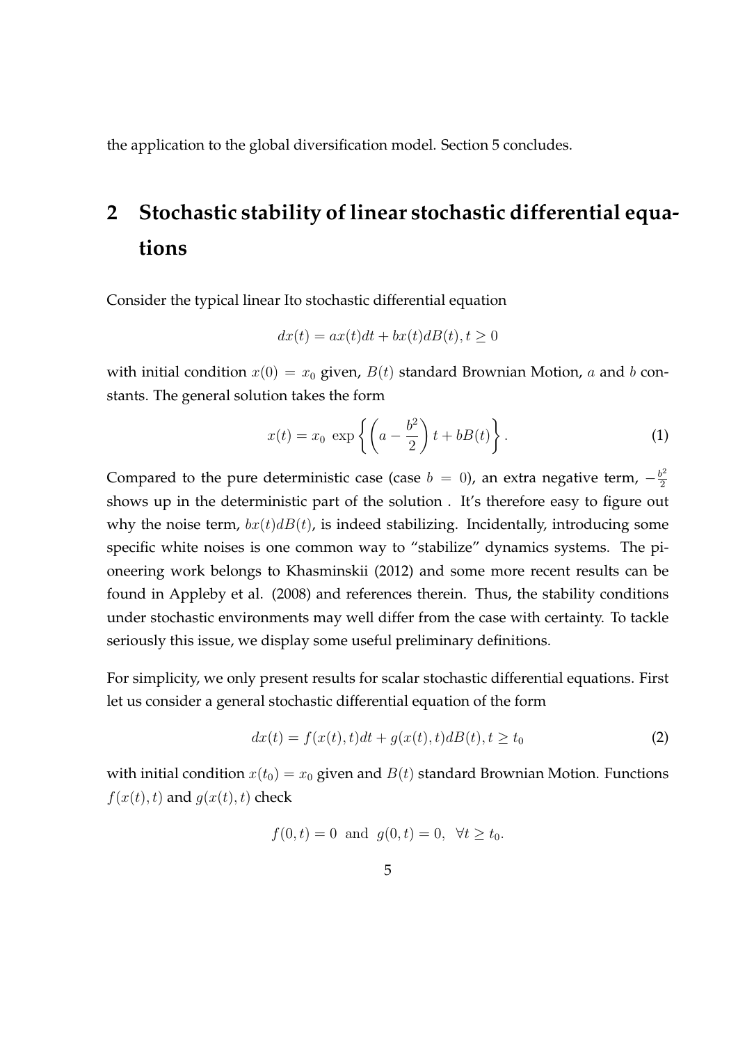the application to the global diversification model. Section 5 concludes.

## 2 Stochastic stability of linear stochastic differential equations

Consider the typical linear Ito stochastic differential equation

$$dx(t) = ax(t)dt + bx(t)dB(t), t \geq 0$$

with initial condition $x(0) = x_0$ given, $B(t)$ standard Brownian Motion, $a$ and $b$ constants. The general solution takes the form

$$x(t) = x_0 \, \exp\left\{ \left( a - \frac{b^2}{2} \right) t + bB(t) \right\}. \tag{1}$$

Compared to the pure deterministic case (case $b = 0$), an extra negative term, $-\frac{b^2}{2}$ shows up in the deterministic part of the solution . It's therefore easy to figure out why the noise term, $bx(t)dB(t)$, is indeed stabilizing. Incidentally, introducing some specific white noises is one common way to "stabilize" dynamics systems. The pioneering work belongs to Khasminskii (2012) and some more recent results can be found in Appleby et al. (2008) and references therein. Thus, the stability conditions under stochastic environments may well differ from the case with certainty. To tackle seriously this issue, we display some useful preliminary definitions.

For simplicity, we only present results for scalar stochastic differential equations. First let us consider a general stochastic differential equation of the form

$$dx(t) = f(x(t), t)dt + g(x(t), t)dB(t), t \geq t_0 \tag{2}$$

with initial condition $x(t_0) = x_0$ given and $B(t)$ standard Brownian Motion. Functions $f(x(t), t)$ and $g(x(t), t)$ check

$$f(0, t) = 0 \ \text{ and } \ g(0, t) = 0, \ \ \forall t \geq t_0.$$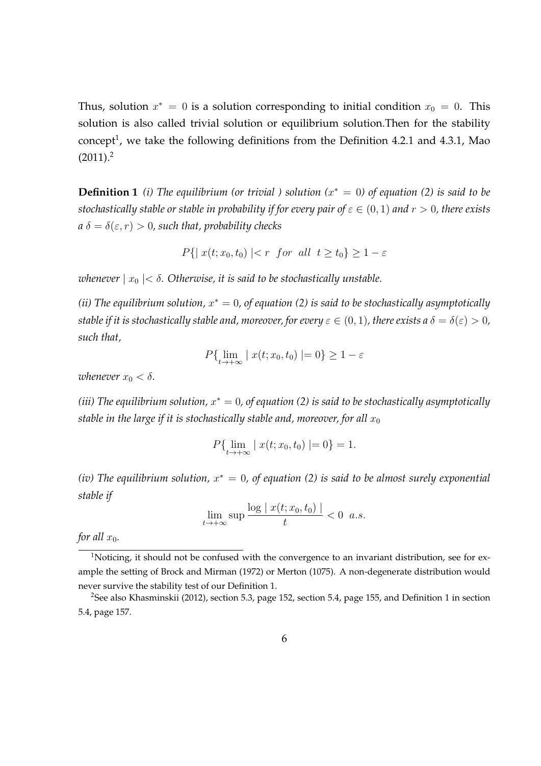Thus, solution $x^* = 0$ is a solution corresponding to initial condition $x_0 = 0$. This solution is also called trivial solution or equilibrium solution.Then for the stability concept[1], we take the following definitions from the Definition 4.2.1 and 4.3.1, Mao (2011).[2]

**Definition 1** *(i) The equilibrium (or trivial ) solution ($x^* = 0$) of equation (2) is said to be stochastically stable or stable in probability if for every pair of $\varepsilon \in (0, 1)$ and $r > 0$, there exists a $\delta = \delta(\varepsilon, r) > 0$, such that, probability checks*

$$P\{\mid x(t; x_0, t_0) \mid < r \quad for \quad all \quad t \geq t_0\} \geq 1 - \varepsilon$$

*whenever $\mid x_0 \mid < \delta$. Otherwise, it is said to be stochastically unstable.*

*(ii) The equilibrium solution, $x^* = 0$, of equation (2) is said to be stochastically asymptotically stable if it is stochastically stable and, moreover, for every $\varepsilon \in (0, 1)$, there exists a $\delta = \delta(\varepsilon) > 0$, such that,*

$$P\{\lim_{t \to +\infty} \mid x(t; x_0, t_0) \mid = 0\} \geq 1 - \varepsilon$$

*whenever $x_0 < \delta$.*

*(iii) The equilibrium solution, $x^* = 0$, of equation (2) is said to be stochastically asymptotically stable in the large if it is stochastically stable and, moreover, for all $x_0$*

$$P\{\lim_{t \to +\infty} \mid x(t; x_0, t_0) \mid = 0\} = 1.$$

*(iv) The equilibrium solution, $x^* = 0$, of equation (2) is said to be almost surely exponential stable if*

$$\lim_{t \to +\infty} \sup \frac{\log \mid x(t; x_0, t_0) \mid}{t} < 0 \quad a.s.$$

*for all $x_0$.*

[1] Noticing, it should not be confused with the convergence to an invariant distribution, see for example the setting of Brock and Mirman (1972) or Merton (1075). A non-degenerate distribution would never survive the stability test of our Definition 1.

[2] See also Khasminskii (2012), section 5.3, page 152, section 5.4, page 155, and Definition 1 in section 5.4, page 157.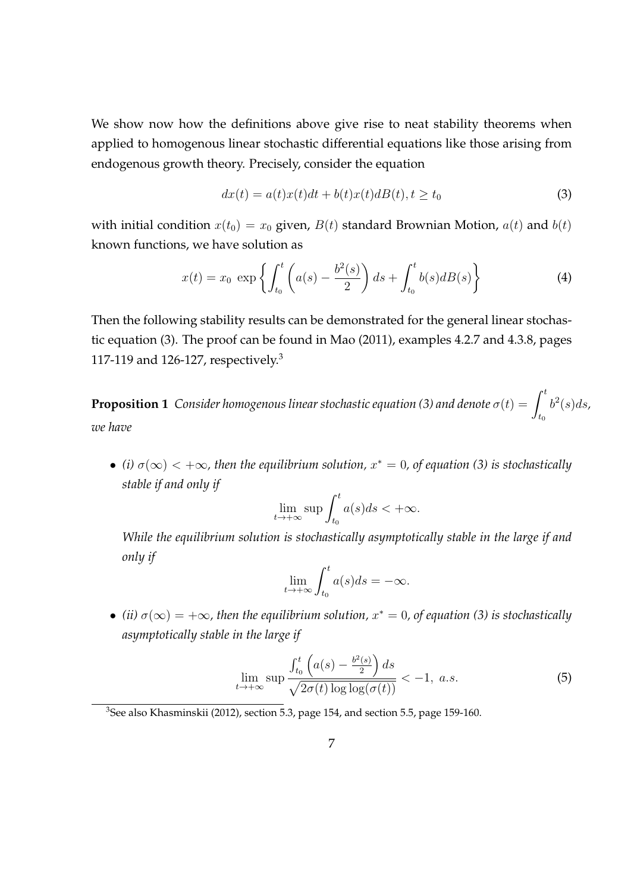We show now how the definitions above give rise to neat stability theorems when applied to homogenous linear stochastic differential equations like those arising from endogenous growth theory. Precisely, consider the equation

$$dx(t) = a(t)x(t)dt + b(t)x(t)dB(t), t \geq t_0 \tag{3}$$

with initial condition $x(t_0) = x_0$ given, $B(t)$ standard Brownian Motion, $a(t)$ and $b(t)$ known functions, we have solution as

$$x(t) = x_0 \ \exp\left\{ \int_{t_0}^{t} \left( a(s) - \frac{b^2(s)}{2} \right) ds + \int_{t_0}^{t} b(s) dB(s) \right\} \tag{4}$$

Then the following stability results can be demonstrated for the general linear stochastic equation (3). The proof can be found in Mao (2011), examples 4.2.7 and 4.3.8, pages 117-119 and 126-127, respectively.[3]

**Proposition 1** *Consider homogenous linear stochastic equation (3) and denote* $\sigma(t) = \displaystyle\int_{t_0}^{t} b^2(s)ds$*, we have*

- *(i)* $\sigma(\infty) < +\infty$*, then the equilibrium solution,* $x^* = 0$*, of equation (3) is stochastically stable if and only if*

  $$\lim_{t \to +\infty} \sup \int_{t_0}^{t} a(s)ds < +\infty.$$

  *While the equilibrium solution is stochastically asymptotically stable in the large if and only if*

  $$\lim_{t \to +\infty} \int_{t_0}^{t} a(s)ds = -\infty.$$

- *(ii)* $\sigma(\infty) = +\infty$*, then the equilibrium solution,* $x^* = 0$*, of equation (3) is stochastically asymptotically stable in the large if*

  $$\lim_{t \to +\infty} \sup \frac{\int_{t_0}^{t} \left( a(s) - \frac{b^2(s)}{2} \right) ds}{\sqrt{2\sigma(t) \log \log(\sigma(t))}} < -1, \ a.s. \tag{5}$$

[3] See also Khasminskii (2012), section 5.3, page 154, and section 5.5, page 159-160.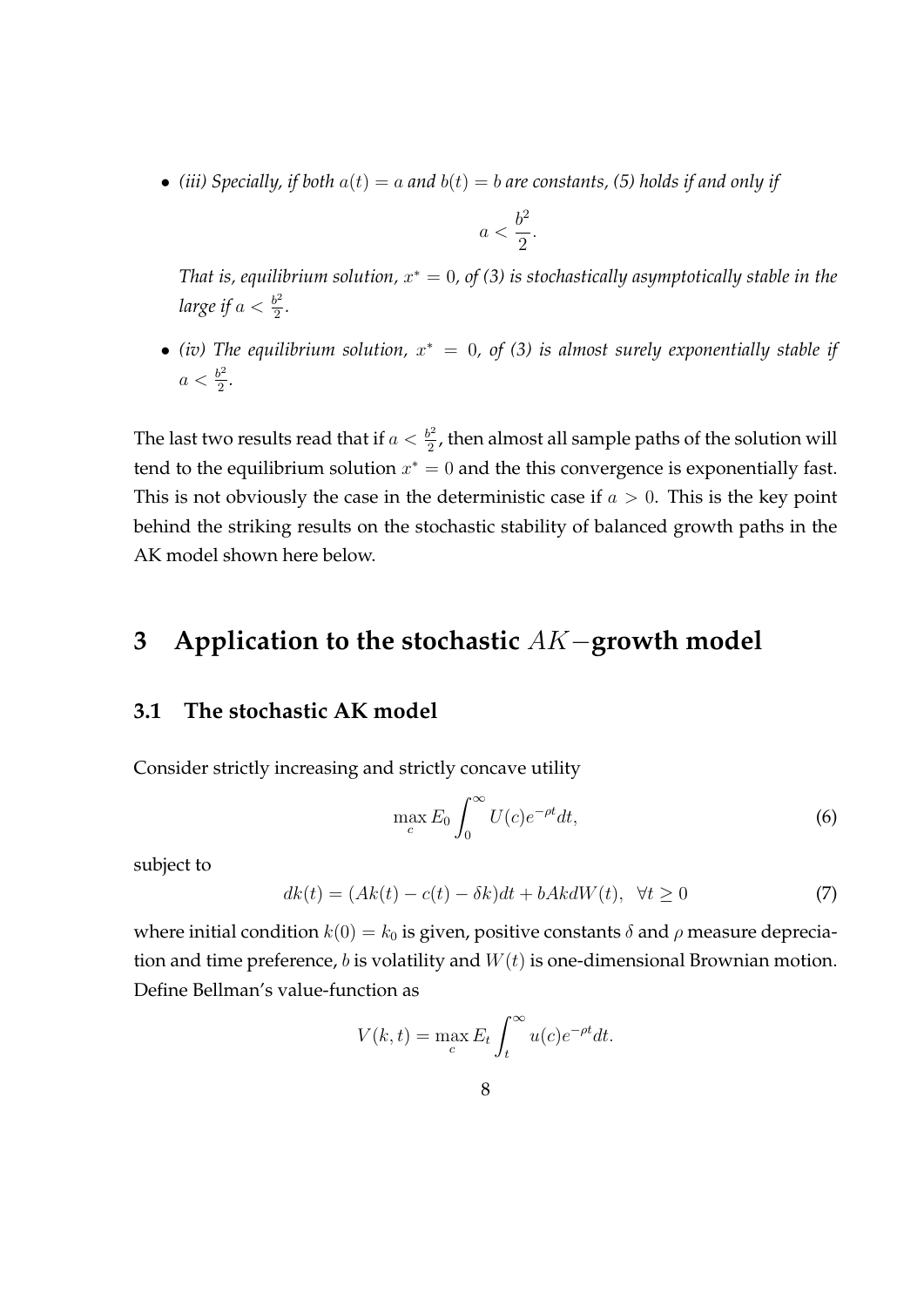- *(iii) Specially, if both $a(t) = a$ and $b(t) = b$ are constants, (5) holds if and only if*

$$a < \frac{b^2}{2}.$$

*That is, equilibrium solution, $x^* = 0$, of (3) is stochastically asymptotically stable in the large if $a < \frac{b^2}{2}$.*

- *(iv) The equilibrium solution, $x^* = 0$, of (3) is almost surely exponentially stable if $a < \frac{b^2}{2}$.*

The last two results read that if $a < \frac{b^2}{2}$, then almost all sample paths of the solution will tend to the equilibrium solution $x^* = 0$ and the this convergence is exponentially fast. This is not obviously the case in the deterministic case if $a > 0$. This is the key point behind the striking results on the stochastic stability of balanced growth paths in the AK model shown here below.

# 3 Application to the stochastic $AK-$growth model

## 3.1 The stochastic AK model

Consider strictly increasing and strictly concave utility

$$\max_{c} E_0 \int_0^\infty U(c) e^{-\rho t} dt, \tag{6}$$

subject to

$$dk(t) = (Ak(t) - c(t) - \delta k)dt + bAkdW(t), \ \ \forall t \geq 0 \tag{7}$$

where initial condition $k(0) = k_0$ is given, positive constants $\delta$ and $\rho$ measure depreciation and time preference, $b$ is volatility and $W(t)$ is one-dimensional Brownian motion. Define Bellman's value-function as

$$V(k,t) = \max_{c} E_t \int_t^\infty u(c) e^{-\rho t} dt.$$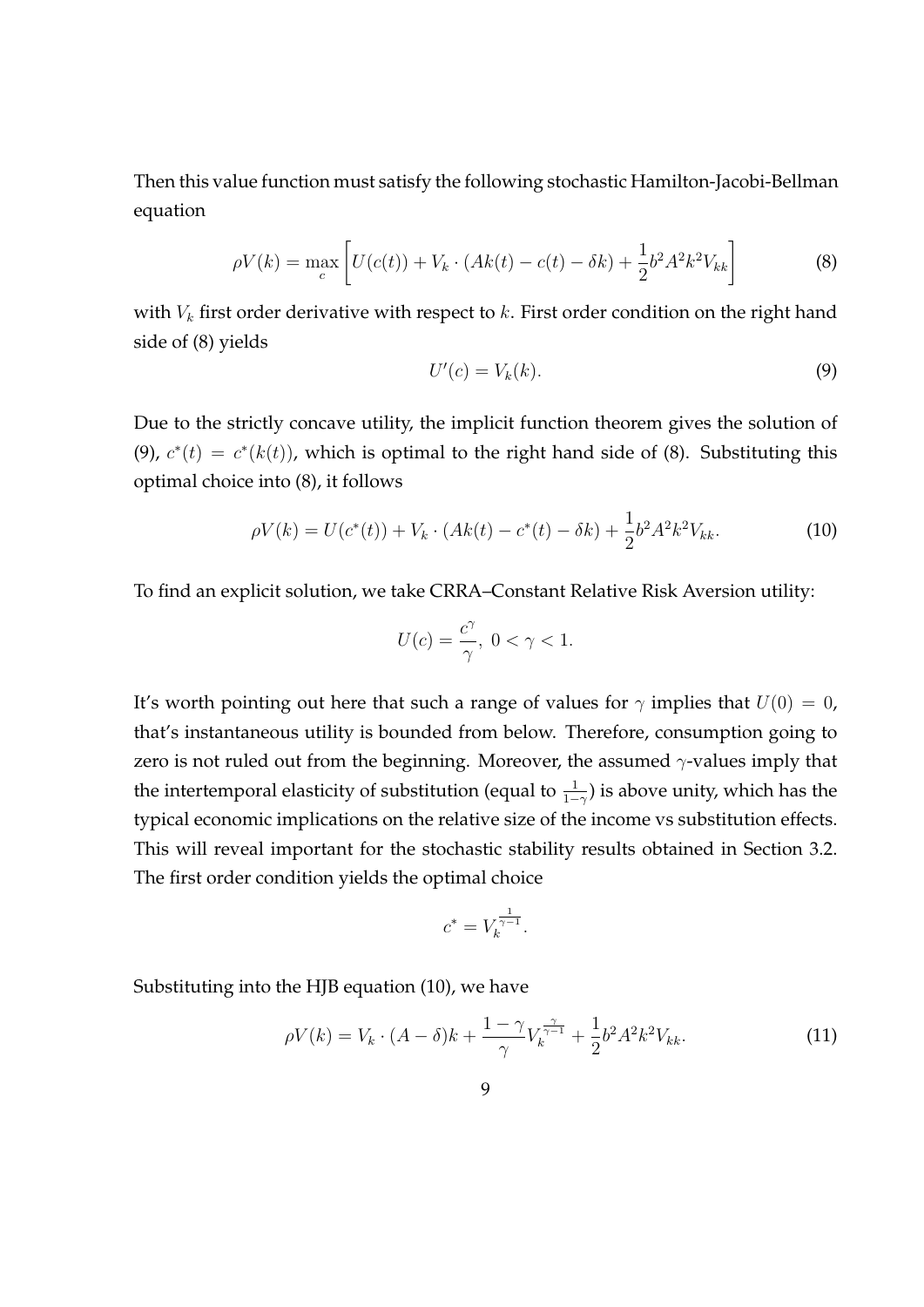Then this value function must satisfy the following stochastic Hamilton-Jacobi-Bellman equation

$$\rho V(k) = \max_{c} \left[ U(c(t)) + V_k \cdot (Ak(t) - c(t) - \delta k) + \frac{1}{2} b^2 A^2 k^2 V_{kk} \right] \tag{8}$$

with $V_k$ first order derivative with respect to $k$. First order condition on the right hand side of (8) yields

$$U'(c) = V_k(k). \tag{9}$$

Due to the strictly concave utility, the implicit function theorem gives the solution of (9), $c^*(t) = c^*(k(t))$, which is optimal to the right hand side of (8). Substituting this optimal choice into (8), it follows

$$\rho V(k) = U(c^*(t)) + V_k \cdot (Ak(t) - c^*(t) - \delta k) + \frac{1}{2} b^2 A^2 k^2 V_{kk}. \tag{10}$$

To find an explicit solution, we take CRRA–Constant Relative Risk Aversion utility:

$$U(c) = \frac{c^\gamma}{\gamma},\ 0 < \gamma < 1.$$

It's worth pointing out here that such a range of values for $\gamma$ implies that $U(0) = 0$, that's instantaneous utility is bounded from below. Therefore, consumption going to zero is not ruled out from the beginning. Moreover, the assumed $\gamma$-values imply that the intertemporal elasticity of substitution (equal to $\frac{1}{1-\gamma}$) is above unity, which has the typical economic implications on the relative size of the income vs substitution effects. This will reveal important for the stochastic stability results obtained in Section 3.2. The first order condition yields the optimal choice

$$c^* = V_k^{\frac{1}{\gamma - 1}}.$$

Substituting into the HJB equation (10), we have

$$\rho V(k) = V_k \cdot (A - \delta)k + \frac{1-\gamma}{\gamma} V_k^{\frac{\gamma}{\gamma-1}} + \frac{1}{2} b^2 A^2 k^2 V_{kk}. \tag{11}$$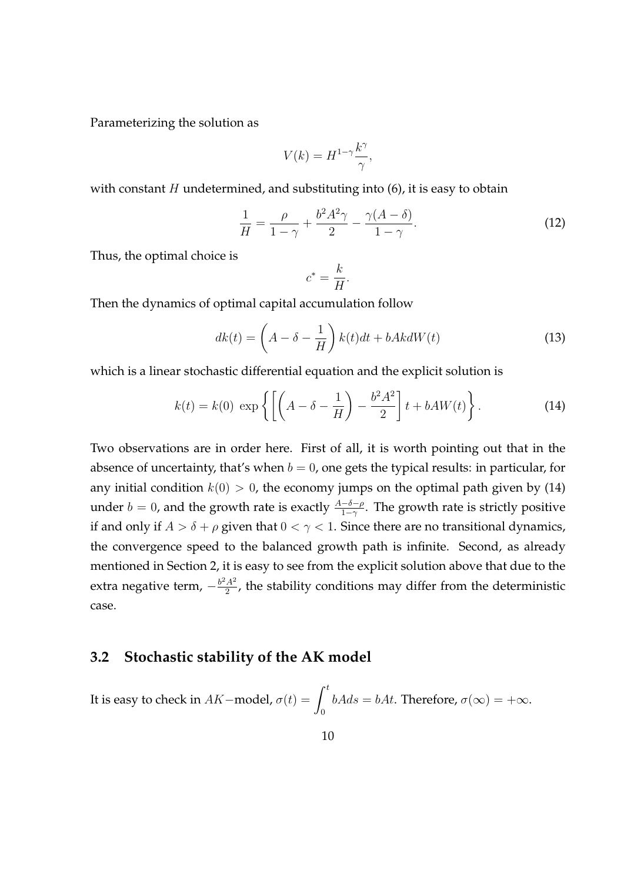Parameterizing the solution as

$$V(k) = H^{1-\gamma} \frac{k^{\gamma}}{\gamma},$$

with constant $H$ undetermined, and substituting into (6), it is easy to obtain

$$\frac{1}{H} = \frac{\rho}{1-\gamma} + \frac{b^2 A^2 \gamma}{2} - \frac{\gamma(A-\delta)}{1-\gamma}. \tag{12}$$

Thus, the optimal choice is

$$c^* = \frac{k}{H}.$$

Then the dynamics of optimal capital accumulation follow

$$dk(t) = \left(A - \delta - \frac{1}{H}\right) k(t)dt + bAkdW(t) \tag{13}$$

which is a linear stochastic differential equation and the explicit solution is

$$k(t) = k(0) \ \exp\left\{ \left[ \left(A - \delta - \frac{1}{H}\right) - \frac{b^2 A^2}{2} \right] t + bAW(t) \right\}. \tag{14}$$

Two observations are in order here. First of all, it is worth pointing out that in the absence of uncertainty, that's when $b = 0$, one gets the typical results: in particular, for any initial condition $k(0) > 0$, the economy jumps on the optimal path given by (14) under $b = 0$, and the growth rate is exactly $\frac{A-\delta-\rho}{1-\gamma}$. The growth rate is strictly positive if and only if $A > \delta + \rho$ given that $0 < \gamma < 1$. Since there are no transitional dynamics, the convergence speed to the balanced growth path is infinite. Second, as already mentioned in Section 2, it is easy to see from the explicit solution above that due to the extra negative term, $-\frac{b^2 A^2}{2}$, the stability conditions may differ from the deterministic case.

### 3.2 Stochastic stability of the AK model

It is easy to check in $AK-$model, $\sigma(t) = \displaystyle\int_0^t bAds = bAt$. Therefore, $\sigma(\infty) = +\infty$.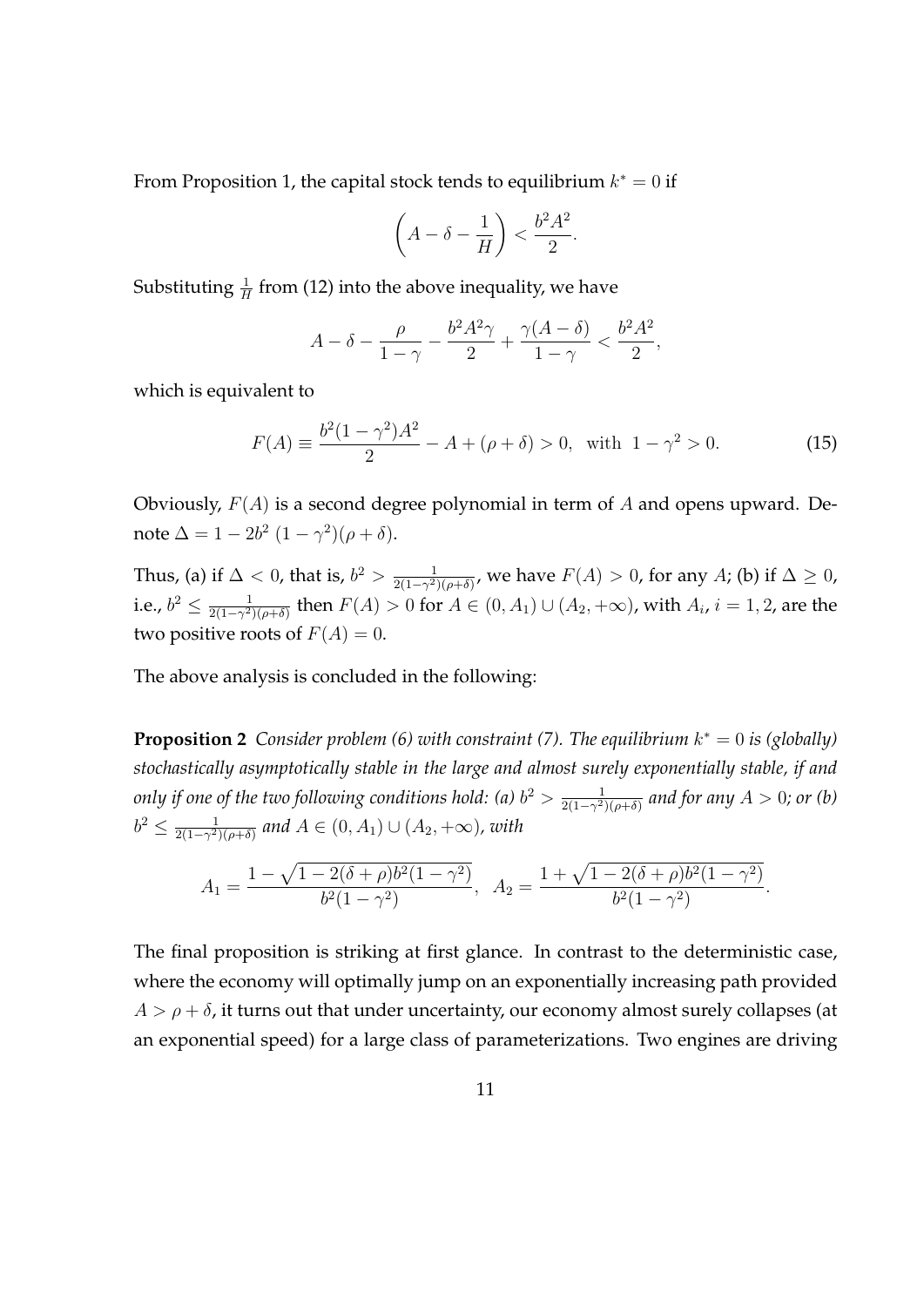From Proposition 1, the capital stock tends to equilibrium $k^* = 0$ if

$$\left(A - \delta - \frac{1}{H}\right) < \frac{b^2 A^2}{2}.$$

Substituting $\frac{1}{H}$ from (12) into the above inequality, we have

$$A - \delta - \frac{\rho}{1-\gamma} - \frac{b^2 A^2 \gamma}{2} + \frac{\gamma(A-\delta)}{1-\gamma} < \frac{b^2 A^2}{2},$$

which is equivalent to

$$F(A) \equiv \frac{b^2(1-\gamma^2)A^2}{2} - A + (\rho + \delta) > 0, \quad \text{with } 1 - \gamma^2 > 0. \tag{15}$$

Obviously, $F(A)$ is a second degree polynomial in term of $A$ and opens upward. Denote $\Delta = 1 - 2b^2\,(1-\gamma^2)(\rho+\delta)$.

Thus, (a) if $\Delta < 0$, that is, $b^2 > \frac{1}{2(1-\gamma^2)(\rho+\delta)}$, we have $F(A) > 0$, for any $A$; (b) if $\Delta \geq 0$, i.e., $b^2 \leq \frac{1}{2(1-\gamma^2)(\rho+\delta)}$ then $F(A) > 0$ for $A \in (0, A_1) \cup (A_2, +\infty)$, with $A_i$, $i = 1, 2$, are the two positive roots of $F(A) = 0$.

The above analysis is concluded in the following:

**Proposition 2** *Consider problem (6) with constraint (7). The equilibrium $k^* = 0$ is (globally) stochastically asymptotically stable in the large and almost surely exponentially stable, if and only if one of the two following conditions hold: (a) $b^2 > \frac{1}{2(1-\gamma^2)(\rho+\delta)}$ and for any $A > 0$; or (b) $b^2 \leq \frac{1}{2(1-\gamma^2)(\rho+\delta)}$ and $A \in (0, A_1) \cup (A_2, +\infty)$, with*

$$A_1 = \frac{1 - \sqrt{1 - 2(\delta+\rho)b^2(1-\gamma^2)}}{b^2(1-\gamma^2)}, \quad A_2 = \frac{1 + \sqrt{1 - 2(\delta+\rho)b^2(1-\gamma^2)}}{b^2(1-\gamma^2)}.$$

The final proposition is striking at first glance. In contrast to the deterministic case, where the economy will optimally jump on an exponentially increasing path provided $A > \rho + \delta$, it turns out that under uncertainty, our economy almost surely collapses (at an exponential speed) for a large class of parameterizations. Two engines are driving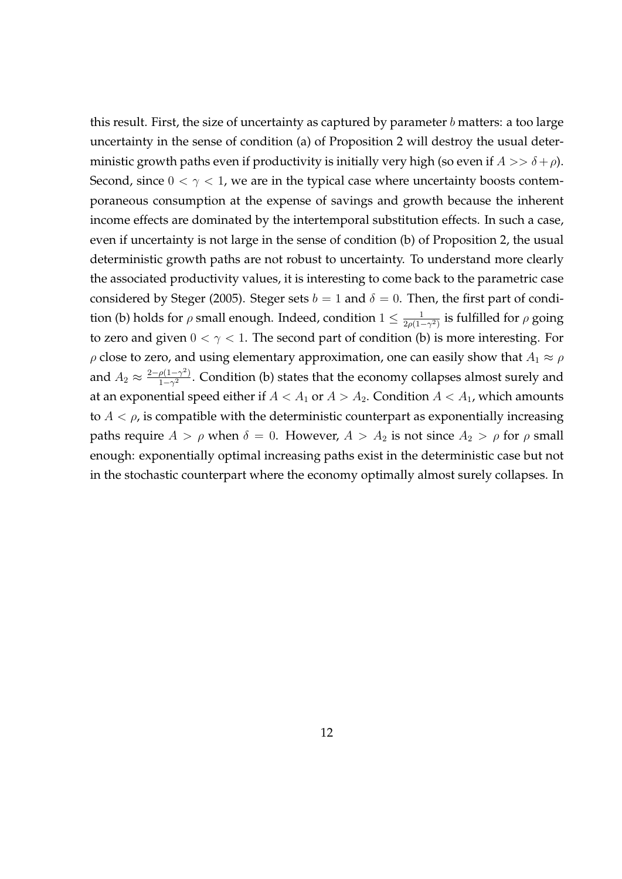this result. First, the size of uncertainty as captured by parameter $b$ matters: a too large uncertainty in the sense of condition (a) of Proposition 2 will destroy the usual deterministic growth paths even if productivity is initially very high (so even if $A >> \delta + \rho$). Second, since $0 < \gamma < 1$, we are in the typical case where uncertainty boosts contemporaneous consumption at the expense of savings and growth because the inherent income effects are dominated by the intertemporal substitution effects. In such a case, even if uncertainty is not large in the sense of condition (b) of Proposition 2, the usual deterministic growth paths are not robust to uncertainty. To understand more clearly the associated productivity values, it is interesting to come back to the parametric case considered by Steger (2005). Steger sets $b = 1$ and $\delta = 0$. Then, the first part of condition (b) holds for $\rho$ small enough. Indeed, condition $1 \leq \frac{1}{2\rho(1-\gamma^2)}$ is fulfilled for $\rho$ going to zero and given $0 < \gamma < 1$. The second part of condition (b) is more interesting. For $\rho$ close to zero, and using elementary approximation, one can easily show that $A_1 \approx \rho$ and $A_2 \approx \frac{2-\rho(1-\gamma^2)}{1-\gamma^2}$. Condition (b) states that the economy collapses almost surely and at an exponential speed either if $A < A_1$ or $A > A_2$. Condition $A < A_1$, which amounts to $A < \rho$, is compatible with the deterministic counterpart as exponentially increasing paths require $A > \rho$ when $\delta = 0$. However, $A > A_2$ is not since $A_2 > \rho$ for $\rho$ small enough: exponentially optimal increasing paths exist in the deterministic case but not in the stochastic counterpart where the economy optimally almost surely collapses. In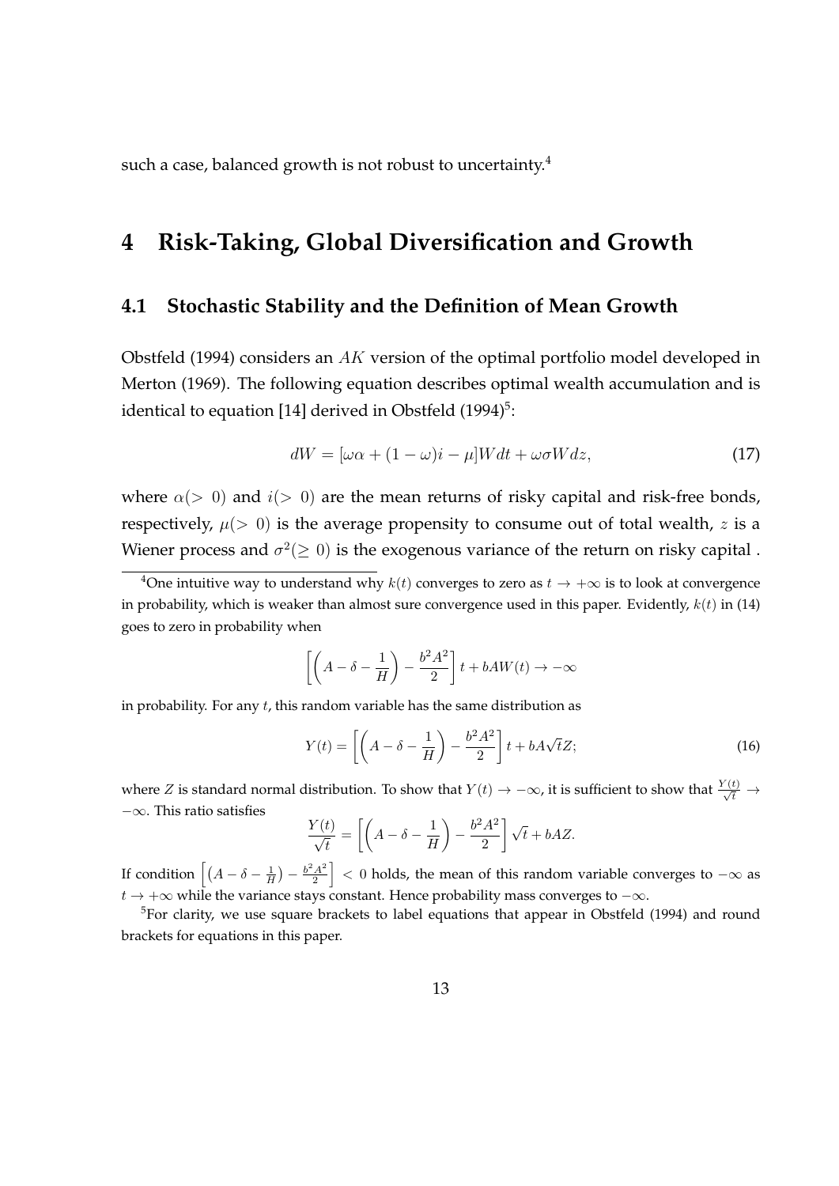such a case, balanced growth is not robust to uncertainty.[4]

# 4 Risk-Taking, Global Diversification and Growth

## 4.1 Stochastic Stability and the Definition of Mean Growth

Obstfeld (1994) considers an $AK$ version of the optimal portfolio model developed in Merton (1969). The following equation describes optimal wealth accumulation and is identical to equation [14] derived in Obstfeld (1994)[5]:

$$dW = [\omega\alpha + (1-\omega)i - \mu]Wdt + \omega\sigma W dz, \tag{17}$$

where $\alpha(>0)$ and $i(>0)$ are the mean returns of risky capital and risk-free bonds, respectively, $\mu(>0)$ is the average propensity to consume out of total wealth, $z$ is a Wiener process and $\sigma^2(\geq 0)$ is the exogenous variance of the return on risky capital .

---

[4] One intuitive way to understand why $k(t)$ converges to zero as $t \to +\infty$ is to look at convergence in probability, which is weaker than almost sure convergence used in this paper. Evidently, $k(t)$ in (14) goes to zero in probability when

$$\left[\left(A - \delta - \frac{1}{H}\right) - \frac{b^2A^2}{2}\right]t + bAW(t) \to -\infty$$

in probability. For any $t$, this random variable has the same distribution as

$$Y(t) = \left[\left(A - \delta - \frac{1}{H}\right) - \frac{b^2A^2}{2}\right]t + bA\sqrt{t}Z; \tag{16}$$

where $Z$ is standard normal distribution. To show that $Y(t) \to -\infty$, it is sufficient to show that $\frac{Y(t)}{\sqrt{t}} \to -\infty$. This ratio satisfies

$$\frac{Y(t)}{\sqrt{t}} = \left[\left(A - \delta - \frac{1}{H}\right) - \frac{b^2A^2}{2}\right]\sqrt{t} + bAZ.$$

If condition $\left[\left(A - \delta - \frac{1}{H}\right) - \frac{b^2A^2}{2}\right] < 0$ holds, the mean of this random variable converges to $-\infty$ as $t \to +\infty$ while the variance stays constant. Hence probability mass converges to $-\infty$.

[5] For clarity, we use square brackets to label equations that appear in Obstfeld (1994) and round brackets for equations in this paper.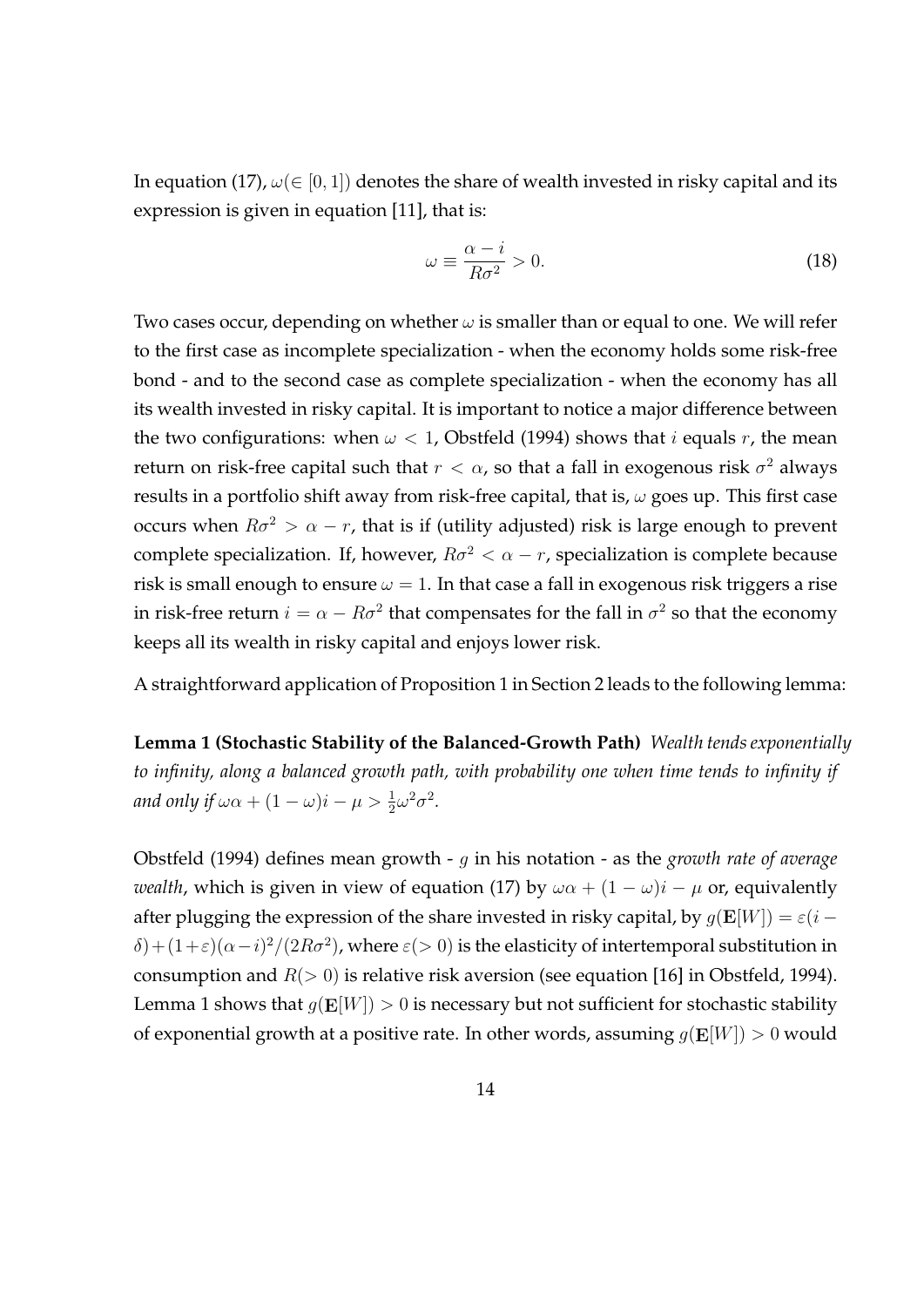In equation (17), $\omega(\in[0,1])$ denotes the share of wealth invested in risky capital and its expression is given in equation [11], that is:

$$\omega \equiv \frac{\alpha - i}{R\sigma^2} > 0. \tag{18}$$

Two cases occur, depending on whether $\omega$ is smaller than or equal to one. We will refer to the first case as incomplete specialization - when the economy holds some risk-free bond - and to the second case as complete specialization - when the economy has all its wealth invested in risky capital. It is important to notice a major difference between the two configurations: when $\omega < 1$, Obstfeld (1994) shows that $i$ equals $r$, the mean return on risk-free capital such that $r < \alpha$, so that a fall in exogenous risk $\sigma^2$ always results in a portfolio shift away from risk-free capital, that is, $\omega$ goes up. This first case occurs when $R\sigma^2 > \alpha - r$, that is if (utility adjusted) risk is large enough to prevent complete specialization. If, however, $R\sigma^2 < \alpha - r$, specialization is complete because risk is small enough to ensure $\omega = 1$. In that case a fall in exogenous risk triggers a rise in risk-free return $i = \alpha - R\sigma^2$ that compensates for the fall in $\sigma^2$ so that the economy keeps all its wealth in risky capital and enjoys lower risk.

A straightforward application of Proposition 1 in Section 2 leads to the following lemma:

**Lemma 1 (Stochastic Stability of the Balanced-Growth Path)** *Wealth tends exponentially to infinity, along a balanced growth path, with probability one when time tends to infinity if and only if* $\omega\alpha + (1-\omega)i - \mu > \frac{1}{2}\omega^2\sigma^2$.

Obstfeld (1994) defines mean growth - $g$ in his notation - as the *growth rate of average wealth*, which is given in view of equation (17) by $\omega\alpha + (1-\omega)i - \mu$ or, equivalently after plugging the expression of the share invested in risky capital, by $g(\mathbf{E}[W]) = \varepsilon(i - \delta) + (1+\varepsilon)(\alpha - i)^2/(2R\sigma^2)$, where $\varepsilon(>0)$ is the elasticity of intertemporal substitution in consumption and $R(>0)$ is relative risk aversion (see equation [16] in Obstfeld, 1994). Lemma 1 shows that $g(\mathbf{E}[W]) > 0$ is necessary but not sufficient for stochastic stability of exponential growth at a positive rate. In other words, assuming $g(\mathbf{E}[W]) > 0$ would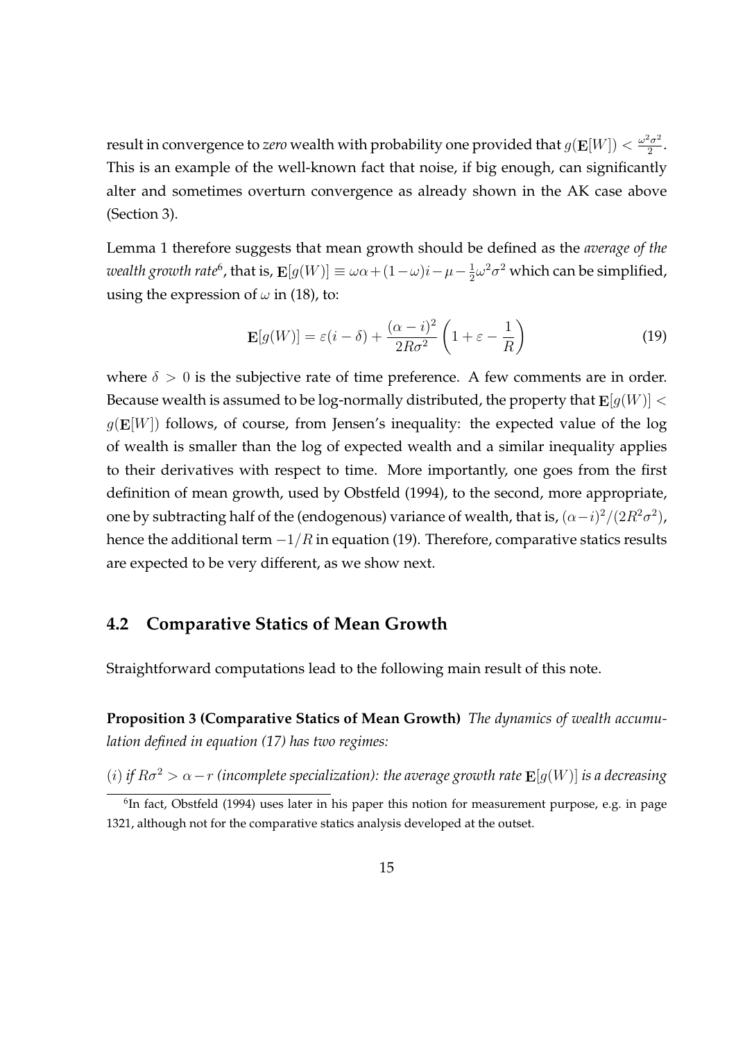result in convergence to *zero* wealth with probability one provided that $g(\mathbf{E}[W]) < \frac{\omega^2\sigma^2}{2}$. This is an example of the well-known fact that noise, if big enough, can significantly alter and sometimes overturn convergence as already shown in the AK case above (Section 3).

Lemma 1 therefore suggests that mean growth should be defined as the *average of the wealth growth rate*[6], that is, $\mathbf{E}[g(W)] \equiv \omega\alpha + (1-\omega)i - \mu - \frac{1}{2}\omega^2\sigma^2$ which can be simplified, using the expression of $\omega$ in (18), to:

$$\mathbf{E}[g(W)] = \varepsilon(i - \delta) + \frac{(\alpha - i)^2}{2R\sigma^2}\left(1 + \varepsilon - \frac{1}{R}\right) \tag{19}$$

where $\delta > 0$ is the subjective rate of time preference. A few comments are in order. Because wealth is assumed to be log-normally distributed, the property that $\mathbf{E}[g(W)] < g(\mathbf{E}[W])$ follows, of course, from Jensen's inequality: the expected value of the log of wealth is smaller than the log of expected wealth and a similar inequality applies to their derivatives with respect to time. More importantly, one goes from the first definition of mean growth, used by Obstfeld (1994), to the second, more appropriate, one by subtracting half of the (endogenous) variance of wealth, that is, $(\alpha - i)^2/(2R^2\sigma^2)$, hence the additional term $-1/R$ in equation (19). Therefore, comparative statics results are expected to be very different, as we show next.

## 4.2 Comparative Statics of Mean Growth

Straightforward computations lead to the following main result of this note.

**Proposition 3 (Comparative Statics of Mean Growth)** *The dynamics of wealth accumulation defined in equation (17) has two regimes:*

$(i)$ *if $R\sigma^2 > \alpha - r$ (incomplete specialization): the average growth rate $\mathbf{E}[g(W)]$ is a decreasing*

[6] In fact, Obstfeld (1994) uses later in his paper this notion for measurement purpose, e.g. in page 1321, although not for the comparative statics analysis developed at the outset.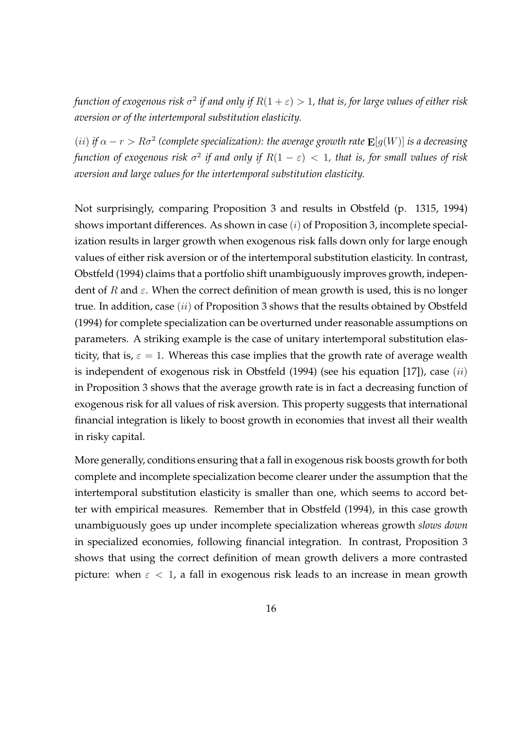*function of exogenous risk $\sigma^2$ if and only if $R(1+\varepsilon) > 1$, that is, for large values of either risk aversion or of the intertemporal substitution elasticity.*

$(ii)$ *if $\alpha - r > R\sigma^2$ (complete specialization): the average growth rate $\mathbf{E}[g(W)]$ is a decreasing function of exogenous risk $\sigma^2$ if and only if $R(1-\varepsilon) < 1$, that is, for small values of risk aversion and large values for the intertemporal substitution elasticity.*

Not surprisingly, comparing Proposition 3 and results in Obstfeld (p. 1315, 1994) shows important differences. As shown in case $(i)$ of Proposition 3, incomplete specialization results in larger growth when exogenous risk falls down only for large enough values of either risk aversion or of the intertemporal substitution elasticity. In contrast, Obstfeld (1994) claims that a portfolio shift unambiguously improves growth, independent of $R$ and $\varepsilon$. When the correct definition of mean growth is used, this is no longer true. In addition, case $(ii)$ of Proposition 3 shows that the results obtained by Obstfeld (1994) for complete specialization can be overturned under reasonable assumptions on parameters. A striking example is the case of unitary intertemporal substitution elasticity, that is, $\varepsilon = 1$. Whereas this case implies that the growth rate of average wealth is independent of exogenous risk in Obstfeld (1994) (see his equation [17]), case $(ii)$ in Proposition 3 shows that the average growth rate is in fact a decreasing function of exogenous risk for all values of risk aversion. This property suggests that international financial integration is likely to boost growth in economies that invest all their wealth in risky capital.

More generally, conditions ensuring that a fall in exogenous risk boosts growth for both complete and incomplete specialization become clearer under the assumption that the intertemporal substitution elasticity is smaller than one, which seems to accord better with empirical measures. Remember that in Obstfeld (1994), in this case growth unambiguously goes up under incomplete specialization whereas growth *slows down* in specialized economies, following financial integration. In contrast, Proposition 3 shows that using the correct definition of mean growth delivers a more contrasted picture: when $\varepsilon < 1$, a fall in exogenous risk leads to an increase in mean growth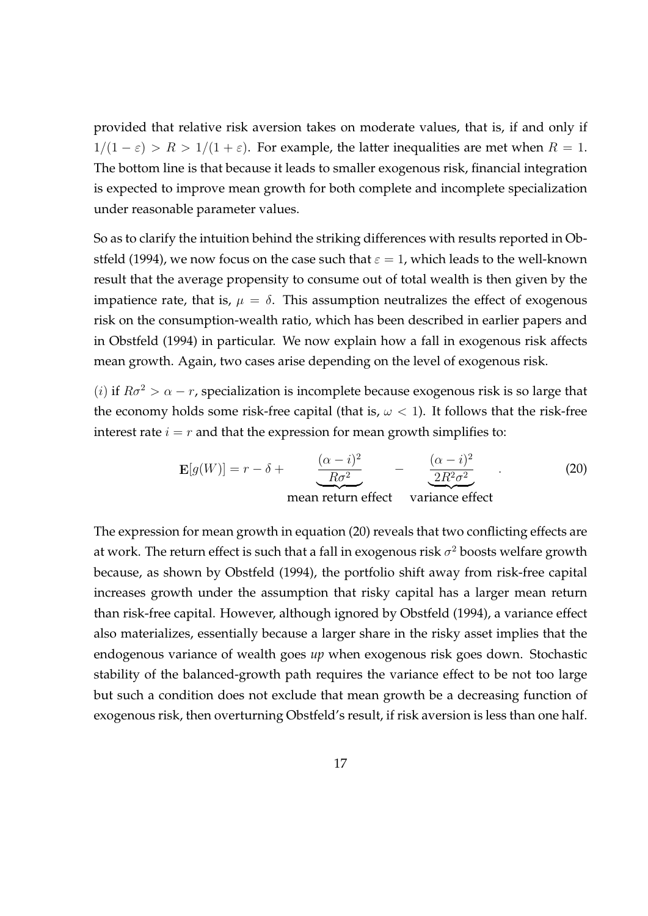provided that relative risk aversion takes on moderate values, that is, if and only if $1/(1-\varepsilon) > R > 1/(1+\varepsilon)$. For example, the latter inequalities are met when $R = 1$. The bottom line is that because it leads to smaller exogenous risk, financial integration is expected to improve mean growth for both complete and incomplete specialization under reasonable parameter values.

So as to clarify the intuition behind the striking differences with results reported in Obstfeld (1994), we now focus on the case such that $\varepsilon = 1$, which leads to the well-known result that the average propensity to consume out of total wealth is then given by the impatience rate, that is, $\mu = \delta$. This assumption neutralizes the effect of exogenous risk on the consumption-wealth ratio, which has been described in earlier papers and in Obstfeld (1994) in particular. We now explain how a fall in exogenous risk affects mean growth. Again, two cases arise depending on the level of exogenous risk.

$(i)$ if $R\sigma^2 > \alpha - r$, specialization is incomplete because exogenous risk is so large that the economy holds some risk-free capital (that is, $\omega < 1$). It follows that the risk-free interest rate $i = r$ and that the expression for mean growth simplifies to:

$$\mathbf{E}[g(W)] = r - \delta + \underbrace{\frac{(\alpha - i)^2}{R\sigma^2}}_{\text{mean return effect}} - \underbrace{\frac{(\alpha - i)^2}{2R^2\sigma^2}}_{\text{variance effect}} . \tag{20}$$

The expression for mean growth in equation (20) reveals that two conflicting effects are at work. The return effect is such that a fall in exogenous risk $\sigma^2$ boosts welfare growth because, as shown by Obstfeld (1994), the portfolio shift away from risk-free capital increases growth under the assumption that risky capital has a larger mean return than risk-free capital. However, although ignored by Obstfeld (1994), a variance effect also materializes, essentially because a larger share in the risky asset implies that the endogenous variance of wealth goes *up* when exogenous risk goes down. Stochastic stability of the balanced-growth path requires the variance effect to be not too large but such a condition does not exclude that mean growth be a decreasing function of exogenous risk, then overturning Obstfeld's result, if risk aversion is less than one half.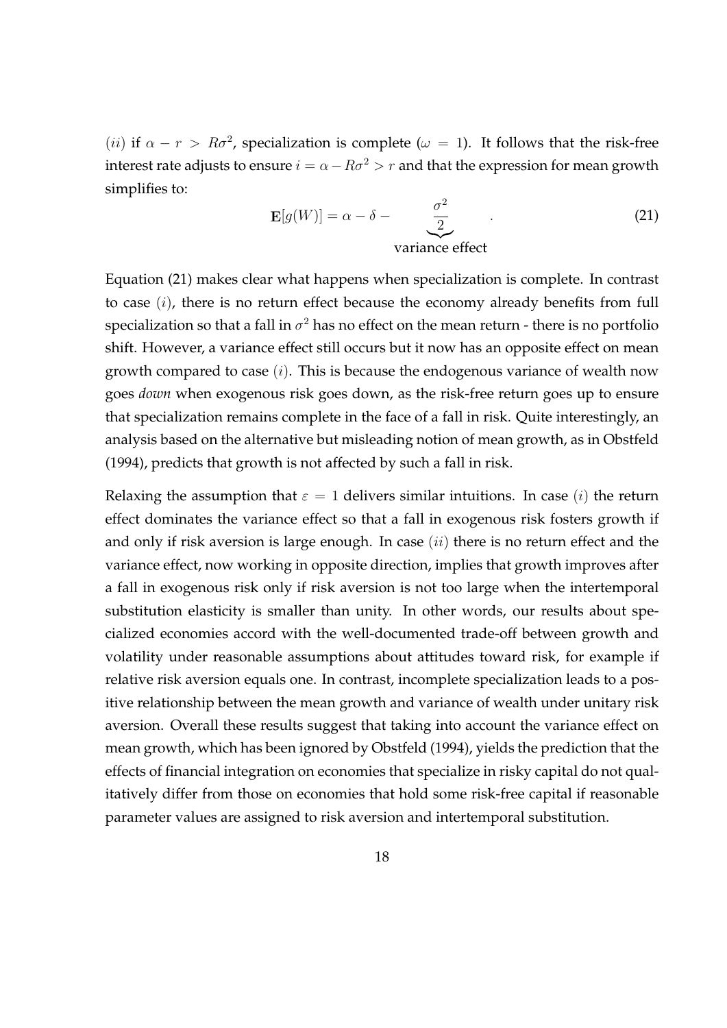$(ii)$ if $\alpha - r > R\sigma^2$, specialization is complete ($\omega = 1$). It follows that the risk-free interest rate adjusts to ensure $i = \alpha - R\sigma^2 > r$ and that the expression for mean growth simplifies to:

$$\mathbf{E}[g(W)] = \alpha - \delta - \underbrace{\frac{\sigma^2}{2}}_{\text{variance effect}} \quad . \tag{21}$$

Equation (21) makes clear what happens when specialization is complete. In contrast to case $(i)$, there is no return effect because the economy already benefits from full specialization so that a fall in $\sigma^2$ has no effect on the mean return - there is no portfolio shift. However, a variance effect still occurs but it now has an opposite effect on mean growth compared to case $(i)$. This is because the endogenous variance of wealth now goes *down* when exogenous risk goes down, as the risk-free return goes up to ensure that specialization remains complete in the face of a fall in risk. Quite interestingly, an analysis based on the alternative but misleading notion of mean growth, as in Obstfeld (1994), predicts that growth is not affected by such a fall in risk.

Relaxing the assumption that $\varepsilon = 1$ delivers similar intuitions. In case $(i)$ the return effect dominates the variance effect so that a fall in exogenous risk fosters growth if and only if risk aversion is large enough. In case $(ii)$ there is no return effect and the variance effect, now working in opposite direction, implies that growth improves after a fall in exogenous risk only if risk aversion is not too large when the intertemporal substitution elasticity is smaller than unity. In other words, our results about specialized economies accord with the well-documented trade-off between growth and volatility under reasonable assumptions about attitudes toward risk, for example if relative risk aversion equals one. In contrast, incomplete specialization leads to a positive relationship between the mean growth and variance of wealth under unitary risk aversion. Overall these results suggest that taking into account the variance effect on mean growth, which has been ignored by Obstfeld (1994), yields the prediction that the effects of financial integration on economies that specialize in risky capital do not qualitatively differ from those on economies that hold some risk-free capital if reasonable parameter values are assigned to risk aversion and intertemporal substitution.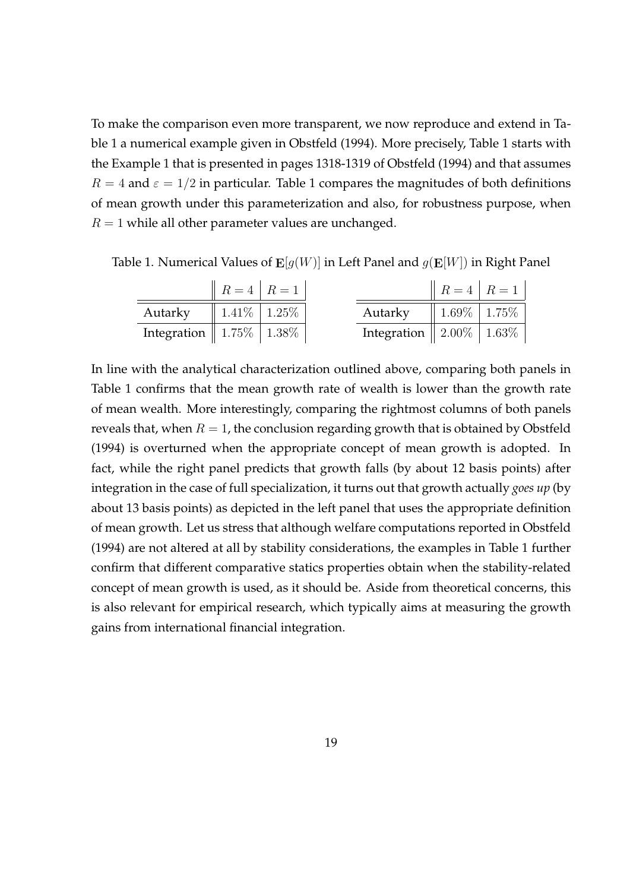To make the comparison even more transparent, we now reproduce and extend in Table 1 a numerical example given in Obstfeld (1994). More precisely, Table 1 starts with the Example 1 that is presented in pages 1318-1319 of Obstfeld (1994) and that assumes $R = 4$ and $\varepsilon = 1/2$ in particular. Table 1 compares the magnitudes of both definitions of mean growth under this parameterization and also, for robustness purpose, when $R = 1$ while all other parameter values are unchanged.

Table 1. Numerical Values of $\mathbf{E}[g(W)]$ in Left Panel and $g(\mathbf{E}[W])$ in Right Panel

| | $R = 4$ | $R = 1$ |
|---|---|---|
| Autarky | $1.41\%$ | $1.25\%$ |
| Integration | $1.75\%$ | $1.38\%$ |

| | $R = 4$ | $R = 1$ |
|---|---|---|
| Autarky | $1.69\%$ | $1.75\%$ |
| Integration | $2.00\%$ | $1.63\%$ |

In line with the analytical characterization outlined above, comparing both panels in Table 1 confirms that the mean growth rate of wealth is lower than the growth rate of mean wealth. More interestingly, comparing the rightmost columns of both panels reveals that, when $R = 1$, the conclusion regarding growth that is obtained by Obstfeld (1994) is overturned when the appropriate concept of mean growth is adopted. In fact, while the right panel predicts that growth falls (by about 12 basis points) after integration in the case of full specialization, it turns out that growth actually *goes up* (by about 13 basis points) as depicted in the left panel that uses the appropriate definition of mean growth. Let us stress that although welfare computations reported in Obstfeld (1994) are not altered at all by stability considerations, the examples in Table 1 further confirm that different comparative statics properties obtain when the stability-related concept of mean growth is used, as it should be. Aside from theoretical concerns, this is also relevant for empirical research, which typically aims at measuring the growth gains from international financial integration.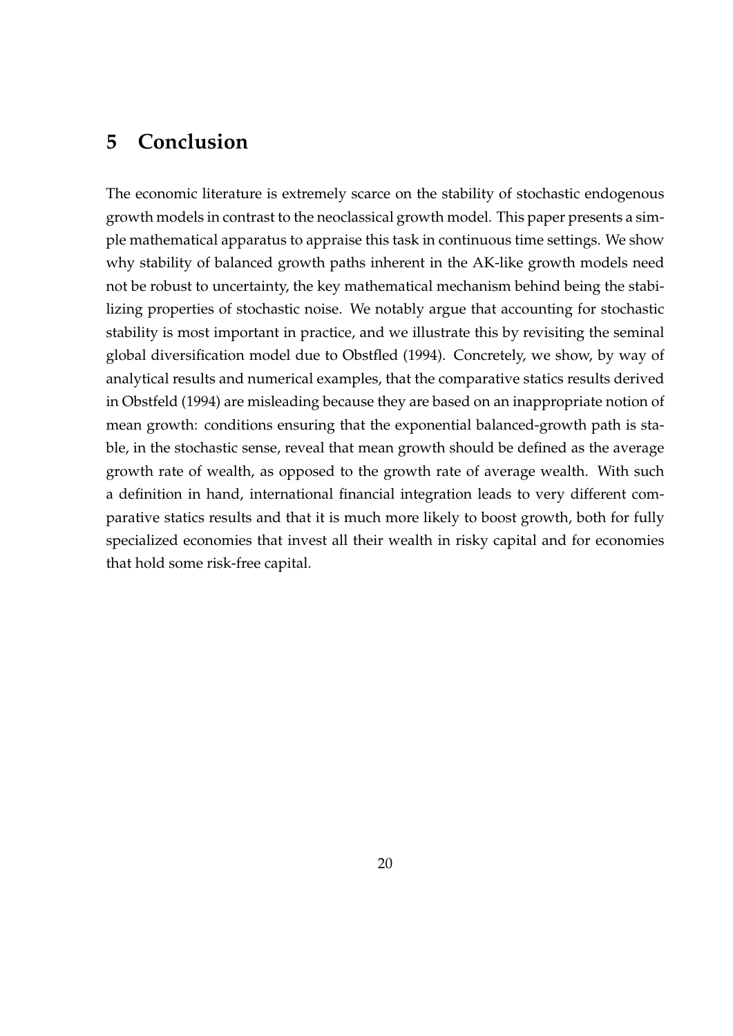## 5 Conclusion

The economic literature is extremely scarce on the stability of stochastic endogenous growth models in contrast to the neoclassical growth model. This paper presents a simple mathematical apparatus to appraise this task in continuous time settings. We show why stability of balanced growth paths inherent in the AK-like growth models need not be robust to uncertainty, the key mathematical mechanism behind being the stabilizing properties of stochastic noise. We notably argue that accounting for stochastic stability is most important in practice, and we illustrate this by revisiting the seminal global diversification model due to Obstfled (1994). Concretely, we show, by way of analytical results and numerical examples, that the comparative statics results derived in Obstfeld (1994) are misleading because they are based on an inappropriate notion of mean growth: conditions ensuring that the exponential balanced-growth path is stable, in the stochastic sense, reveal that mean growth should be defined as the average growth rate of wealth, as opposed to the growth rate of average wealth. With such a definition in hand, international financial integration leads to very different comparative statics results and that it is much more likely to boost growth, both for fully specialized economies that invest all their wealth in risky capital and for economies that hold some risk-free capital.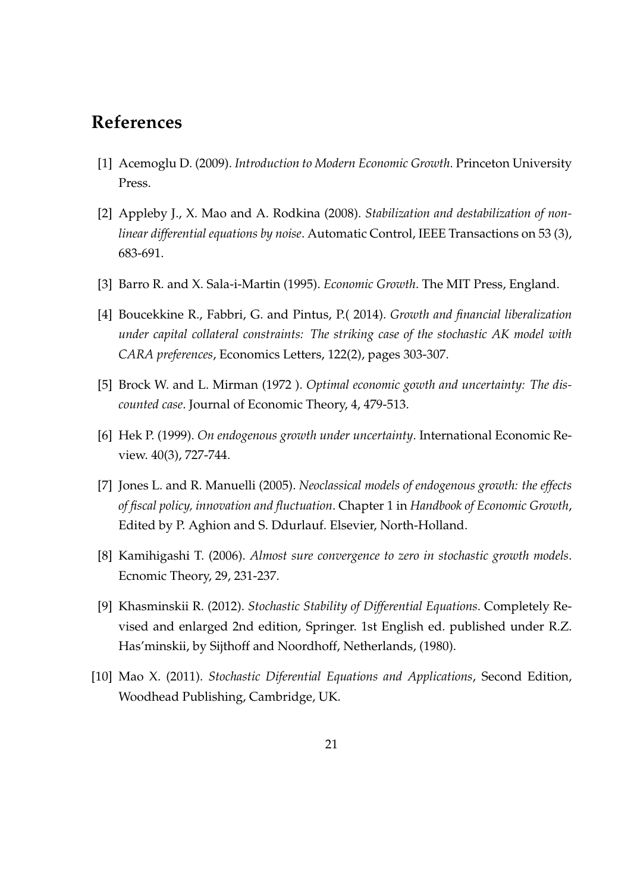## References

[1] Acemoglu D. (2009). *Introduction to Modern Economic Growth*. Princeton University Press.

[2] Appleby J., X. Mao and A. Rodkina (2008). *Stabilization and destabilization of nonlinear differential equations by noise*. Automatic Control, IEEE Transactions on 53 (3), 683-691.

[3] Barro R. and X. Sala-i-Martin (1995). *Economic Growth*. The MIT Press, England.

[4] Boucekkine R., Fabbri, G. and Pintus, P.( 2014). *Growth and financial liberalization under capital collateral constraints: The striking case of the stochastic AK model with CARA preferences*, Economics Letters, 122(2), pages 303-307.

[5] Brock W. and L. Mirman (1972 ). *Optimal economic gowth and uncertainty: The discounted case*. Journal of Economic Theory, 4, 479-513.

[6] Hek P. (1999). *On endogenous growth under uncertainty*. International Economic Review. 40(3), 727-744.

[7] Jones L. and R. Manuelli (2005). *Neoclassical models of endogenous growth: the effects of fiscal policy, innovation and fluctuation*. Chapter 1 in *Handbook of Economic Growth*, Edited by P. Aghion and S. Ddurlauf. Elsevier, North-Holland.

[8] Kamihigashi T. (2006). *Almost sure convergence to zero in stochastic growth models*. Ecnomic Theory, 29, 231-237.

[9] Khasminskii R. (2012). *Stochastic Stability of Differential Equations*. Completely Revised and enlarged 2nd edition, Springer. 1st English ed. published under R.Z. Has'minskii, by Sijthoff and Noordhoff, Netherlands, (1980).

[10] Mao X. (2011). *Stochastic Diferential Equations and Applications*, Second Edition, Woodhead Publishing, Cambridge, UK.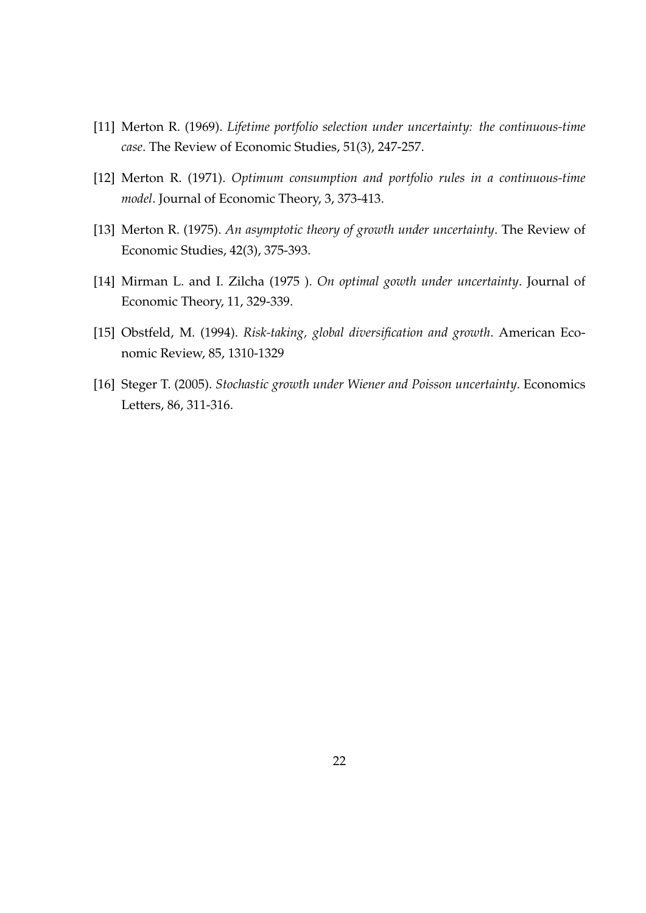[11] Merton R. (1969). *Lifetime portfolio selection under uncertainty: the continuous-time case*. The Review of Economic Studies, 51(3), 247-257.

[12] Merton R. (1971). *Optimum consumption and portfolio rules in a continuous-time model*. Journal of Economic Theory, 3, 373-413.

[13] Merton R. (1975). *An asymptotic theory of growth under uncertainty*. The Review of Economic Studies, 42(3), 375-393.

[14] Mirman L. and I. Zilcha (1975 ). *On optimal gowth under uncertainty*. Journal of Economic Theory, 11, 329-339.

[15] Obstfeld, M. (1994). *Risk-taking, global diversification and growth*. American Economic Review, 85, 1310-1329

[16] Steger T. (2005). *Stochastic growth under Wiener and Poisson uncertainty*. Economics Letters, 86, 311-316.